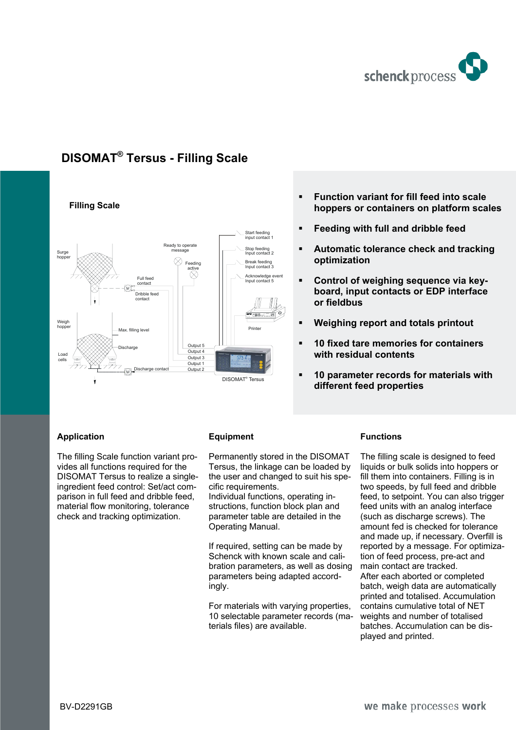# DISOMAT® Tersus - Filling Scale

**Filling Scale**

Surge hopper

Ready to operate message

Feeding active

Full feed contact

Dribble feed contact

Weigh hopper

Max. filling level

Discharge

Load cells

Discharge contact

Start feeding input contact 1

Stop feeding Input contact 2

Break feeding Input contact 3

Acknowledge event Input contact 5

Printer

Output 5
Output 4
Output 3
Output 1
Output 2

DISOMAT® Tersus

- **Function variant for fill feed into scale hoppers or containers on platform scales**
- **Feeding with full and dribble feed**
- **Automatic tolerance check and tracking optimization**
- **Control of weighing sequence via keyboard, input contacts or EDP interface or fieldbus**
- **Weighing report and totals printout**
- **10 fixed tare memories for containers with residual contents**
- **10 parameter records for materials with different feed properties**

## Application

The filling Scale function variant provides all functions required for the DISOMAT Tersus to realize a single-ingredient feed control: Set/act comparison in full feed and dribble feed, material flow monitoring, tolerance check and tracking optimization.

## Equipment

Permanently stored in the DISOMAT Tersus, the linkage can be loaded by the user and changed to suit his specific requirements.
Individual functions, operating instructions, function block plan and parameter table are detailed in the Operating Manual.

If required, setting can be made by Schenck with known scale and calibration parameters, as well as dosing parameters being adapted accordingly.

For materials with varying properties, 10 selectable parameter records (materials files) are available.

## Functions

The filling scale is designed to feed liquids or bulk solids into hoppers or fill them into containers. Filling is in two speeds, by full feed and dribble feed, to setpoint. You can also trigger feed units with an analog interface (such as discharge screws). The amount fed is checked for tolerance and made up, if necessary. Overfill is reported by a message. For optimization of feed process, pre-act and main contact are tracked.
After each aborted or completed batch, weigh data are automatically printed and totalised. Accumulation contains cumulative total of NET weights and number of totalised batches. Accumulation can be displayed and printed.

BV-D2291GB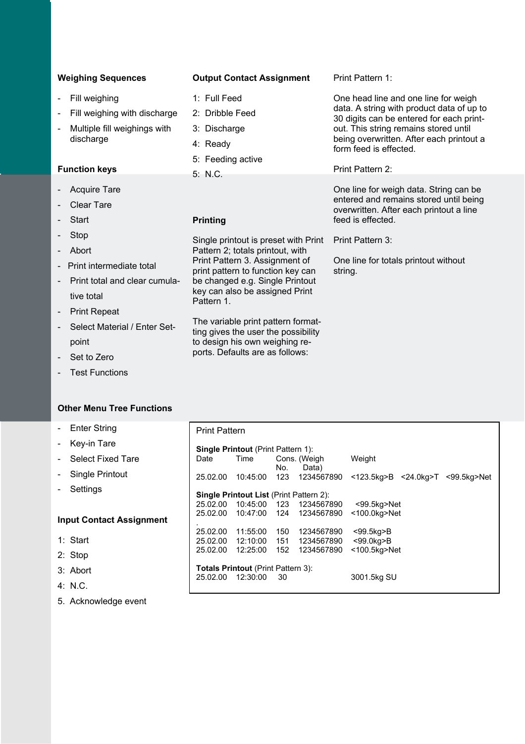**Weighing Sequences**

- Fill weighing
- Fill weighing with discharge
- Multiple fill weighings with discharge

**Function keys**

- Acquire Tare
- Clear Tare
- Start
- Stop
- Abort
- Print intermediate total
- Print total and clear cumulative total
- Print Repeat
- Select Material / Enter Setpoint
- Set to Zero
- Test Functions

**Other Menu Tree Functions**

- Enter String
- Key-in Tare
- Select Fixed Tare
- Single Printout
- Settings

**Input Contact Assignment**

1: Start
2: Stop
3: Abort
4: N.C.
5. Acknowledge event

**Output Contact Assignment**

1: Full Feed
2: Dribble Feed
3: Discharge
4: Ready
5: Feeding active
5: N.C.

**Printing**

Single printout is preset with Print Pattern 2; totals printout, with Print Pattern 3. Assignment of print pattern to function key can be changed e.g. Single Printout key can also be assigned Print Pattern 1.

The variable print pattern formatting gives the user the possibility to design his own weighing reports. Defaults are as follows:

Print Pattern 1:

One head line and one line for weigh data. A string with product data of up to 30 digits can be entered for each printout. This string remains stored until being overwritten. After each printout a form feed is effected.

Print Pattern 2:

One line for weigh data. String can be entered and remains stored until being overwritten. After each printout a line feed is effected.

Print Pattern 3:

One line for totals printout without string.

```
Print Pattern

Single Printout (Print Pattern 1):
Date      Time       Cons. (Weigh        Weight
                     No.    Data)
25.02.00  10:45:00   123   1234567890   <123.5kg>B  <24.0kg>T  <99.5kg>Net

Single Printout List (Print Pattern 2):
25.02.00  10:45:00   123   1234567890    <99.5kg>Net
25.02.00  10:47:00   124   1234567890   <100.0kg>Net
.
25.02.00  11:55:00   150   1234567890    <99.5kg>B
25.02.00  12:10:00   151   1234567890    <99.0kg>B
25.02.00  12:25:00   152   1234567890   <100.5kg>Net

Totals Printout (Print Pattern 3):
25.02.00  12:30:00   30                 3001.5kg SU
```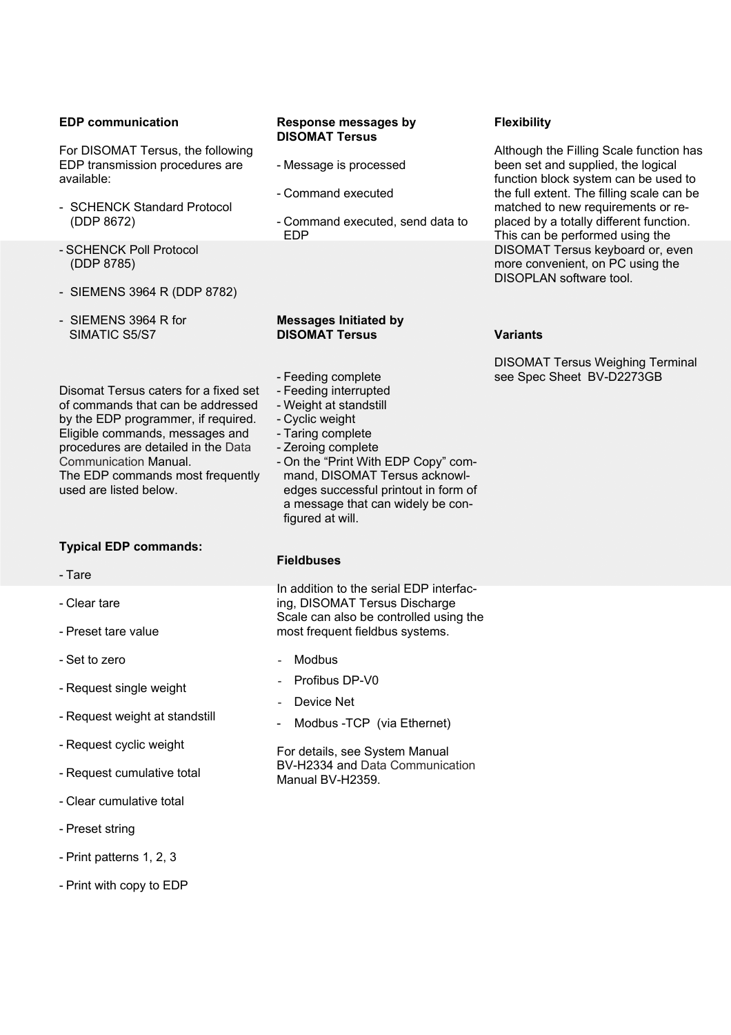## EDP communication

For DISOMAT Tersus, the following EDP transmission procedures are available:

- SCHENCK Standard Protocol (DDP 8672)
- SCHENCK Poll Protocol (DDP 8785)
- SIEMENS 3964 R (DDP 8782)
- SIEMENS 3964 R for SIMATIC S5/S7

Disomat Tersus caters for a fixed set of commands that can be addressed by the EDP programmer, if required. Eligible commands, messages and procedures are detailed in the Data Communication Manual.
The EDP commands most frequently used are listed below.

## Typical EDP commands:

- Tare
- Clear tare
- Preset tare value
- Set to zero
- Request single weight
- Request weight at standstill
- Request cyclic weight
- Request cumulative total
- Clear cumulative total
- Preset string
- Print patterns 1, 2, 3
- Print with copy to EDP

## Response messages by DISOMAT Tersus

- Message is processed
- Command executed
- Command executed, send data to EDP

## Messages Initiated by DISOMAT Tersus

- Feeding complete
- Feeding interrupted
- Weight at standstill
- Cyclic weight
- Taring complete
- Zeroing complete
- On the "Print With EDP Copy" command, DISOMAT Tersus acknowledges successful printout in form of a message that can widely be configured at will.

## Fieldbuses

In addition to the serial EDP interfacing, DISOMAT Tersus Discharge Scale can also be controlled using the most frequent fieldbus systems.

- Modbus
- Profibus DP-V0
- Device Net
- Modbus -TCP (via Ethernet)

For details, see System Manual BV-H2334 and Data Communication Manual BV-H2359.

## Flexibility

Although the Filling Scale function has been set and supplied, the logical function block system can be used to the full extent. The filling scale can be matched to new requirements or replaced by a totally different function. This can be performed using the DISOMAT Tersus keyboard or, even more convenient, on PC using the DISOPLAN software tool.

## Variants

DISOMAT Tersus Weighing Terminal see Spec Sheet BV-D2273GB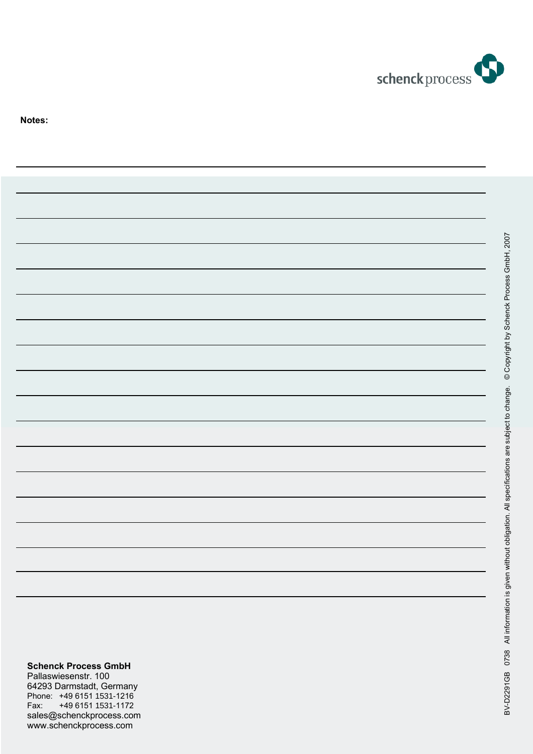**Notes:**

**Schenck Process GmbH**
Pallaswiesenstr. 100
64293 Darmstadt, Germany
Phone: +49 6151 1531-1216
Fax: +49 6151 1531-1172
sales@schenckprocess.com
www.schenckprocess.com

BV-D2291GB 0738 All information is given without obligation. All specifications are subject to change. © Copyright by Schenck Process GmbH, 2007